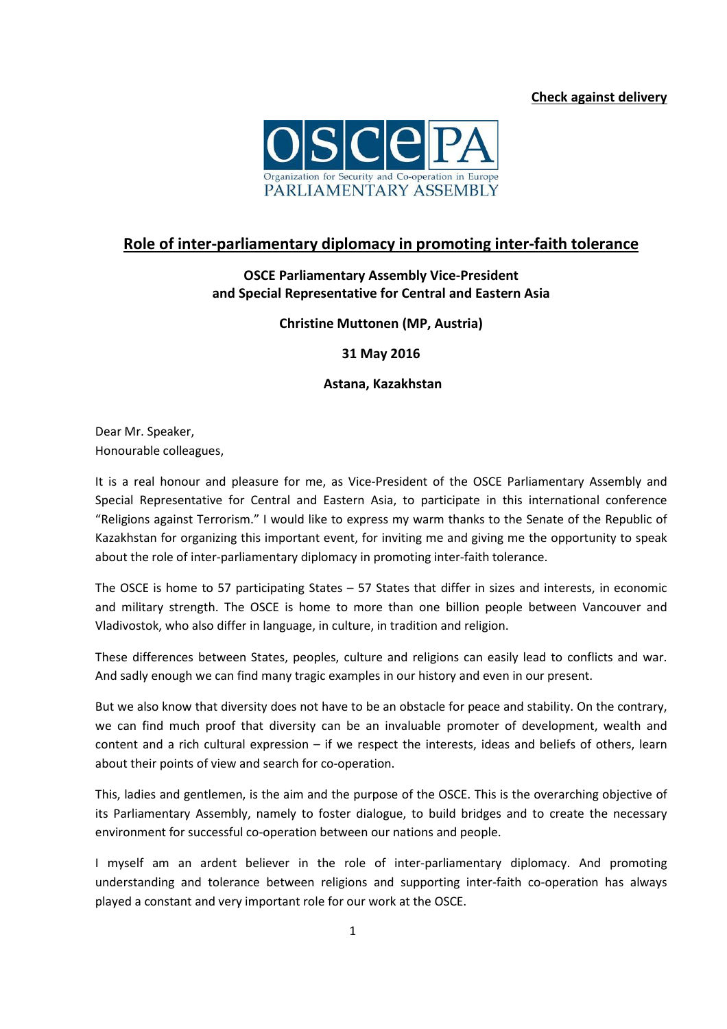**Check against delivery**

# Role of inter-parliamentary diplomacy in promoting inter-faith tolerance

**OSCE Parliamentary Assembly Vice-President and Special Representative for Central and Eastern Asia**

**Christine Muttonen (MP, Austria)**

**31 May 2016**

**Astana, Kazakhstan**

Dear Mr. Speaker,
Honourable colleagues,

It is a real honour and pleasure for me, as Vice-President of the OSCE Parliamentary Assembly and Special Representative for Central and Eastern Asia, to participate in this international conference "Religions against Terrorism." I would like to express my warm thanks to the Senate of the Republic of Kazakhstan for organizing this important event, for inviting me and giving me the opportunity to speak about the role of inter-parliamentary diplomacy in promoting inter-faith tolerance.

The OSCE is home to 57 participating States – 57 States that differ in sizes and interests, in economic and military strength. The OSCE is home to more than one billion people between Vancouver and Vladivostok, who also differ in language, in culture, in tradition and religion.

These differences between States, peoples, culture and religions can easily lead to conflicts and war. And sadly enough we can find many tragic examples in our history and even in our present.

But we also know that diversity does not have to be an obstacle for peace and stability. On the contrary, we can find much proof that diversity can be an invaluable promoter of development, wealth and content and a rich cultural expression – if we respect the interests, ideas and beliefs of others, learn about their points of view and search for co-operation.

This, ladies and gentlemen, is the aim and the purpose of the OSCE. This is the overarching objective of its Parliamentary Assembly, namely to foster dialogue, to build bridges and to create the necessary environment for successful co-operation between our nations and people.

I myself am an ardent believer in the role of inter-parliamentary diplomacy. And promoting understanding and tolerance between religions and supporting inter-faith co-operation has always played a constant and very important role for our work at the OSCE.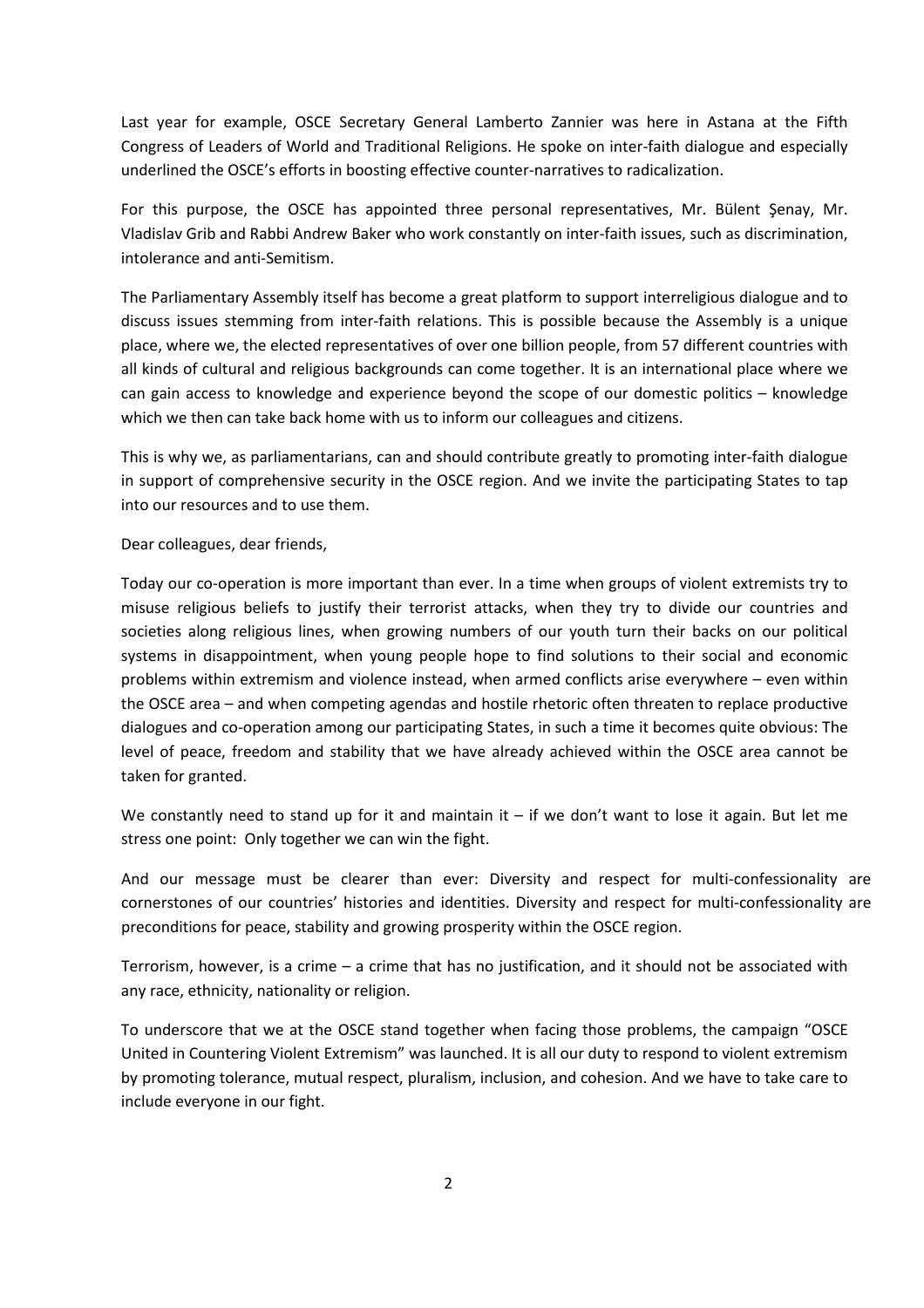Last year for example, OSCE Secretary General Lamberto Zannier was here in Astana at the Fifth Congress of Leaders of World and Traditional Religions. He spoke on inter-faith dialogue and especially underlined the OSCE's efforts in boosting effective counter-narratives to radicalization.

For this purpose, the OSCE has appointed three personal representatives, Mr. Bülent Şenay, Mr. Vladislav Grib and Rabbi Andrew Baker who work constantly on inter-faith issues, such as discrimination, intolerance and anti-Semitism.

The Parliamentary Assembly itself has become a great platform to support interreligious dialogue and to discuss issues stemming from inter-faith relations. This is possible because the Assembly is a unique place, where we, the elected representatives of over one billion people, from 57 different countries with all kinds of cultural and religious backgrounds can come together. It is an international place where we can gain access to knowledge and experience beyond the scope of our domestic politics – knowledge which we then can take back home with us to inform our colleagues and citizens.

This is why we, as parliamentarians, can and should contribute greatly to promoting inter-faith dialogue in support of comprehensive security in the OSCE region. And we invite the participating States to tap into our resources and to use them.

Dear colleagues, dear friends,

Today our co-operation is more important than ever. In a time when groups of violent extremists try to misuse religious beliefs to justify their terrorist attacks, when they try to divide our countries and societies along religious lines, when growing numbers of our youth turn their backs on our political systems in disappointment, when young people hope to find solutions to their social and economic problems within extremism and violence instead, when armed conflicts arise everywhere – even within the OSCE area – and when competing agendas and hostile rhetoric often threaten to replace productive dialogues and co-operation among our participating States, in such a time it becomes quite obvious: The level of peace, freedom and stability that we have already achieved within the OSCE area cannot be taken for granted.

We constantly need to stand up for it and maintain it – if we don't want to lose it again. But let me stress one point: Only together we can win the fight.

And our message must be clearer than ever: Diversity and respect for multi-confessionality are cornerstones of our countries' histories and identities. Diversity and respect for multi-confessionality are preconditions for peace, stability and growing prosperity within the OSCE region.

Terrorism, however, is a crime – a crime that has no justification, and it should not be associated with any race, ethnicity, nationality or religion.

To underscore that we at the OSCE stand together when facing those problems, the campaign "OSCE United in Countering Violent Extremism" was launched. It is all our duty to respond to violent extremism by promoting tolerance, mutual respect, pluralism, inclusion, and cohesion. And we have to take care to include everyone in our fight.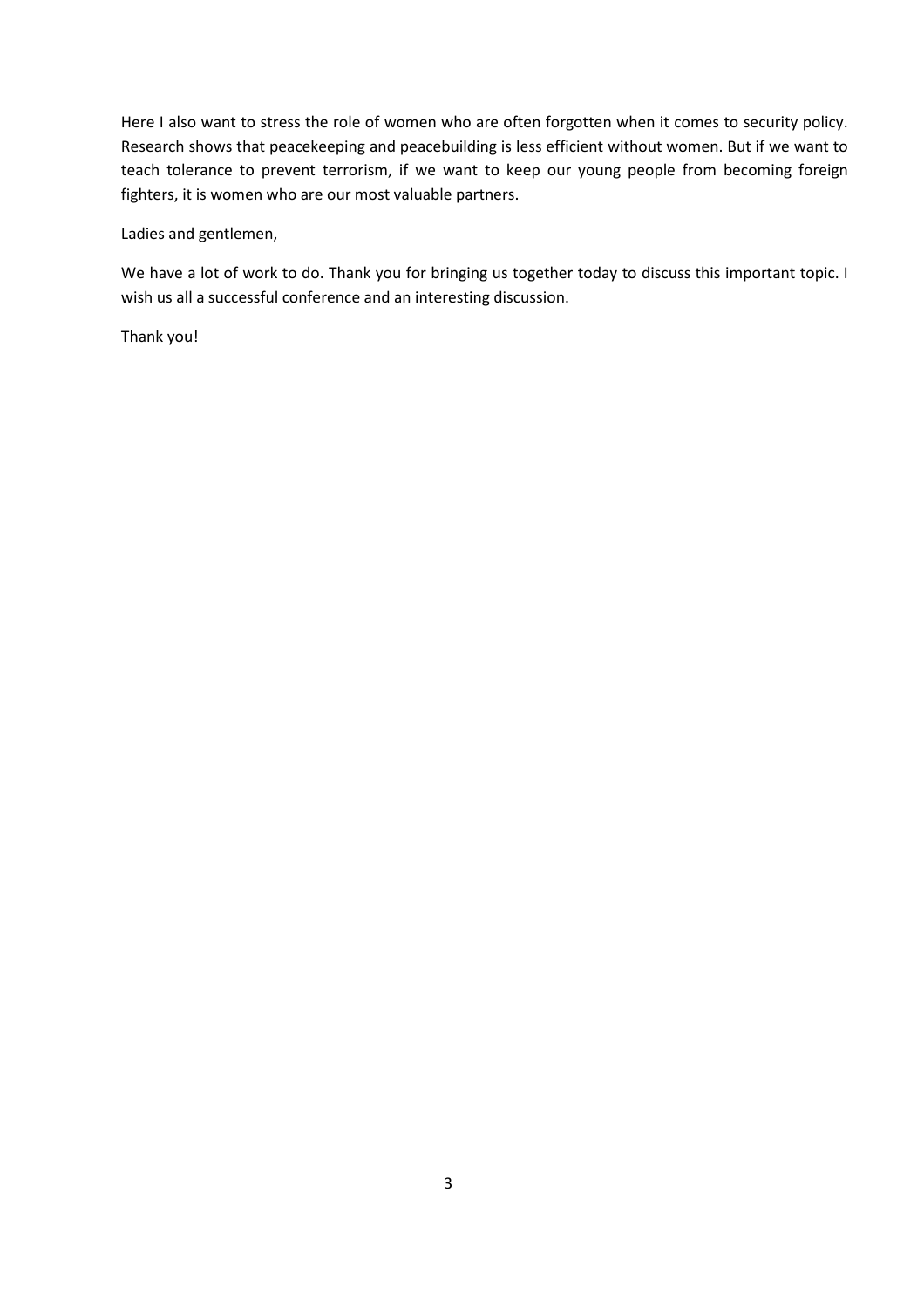Here I also want to stress the role of women who are often forgotten when it comes to security policy. Research shows that peacekeeping and peacebuilding is less efficient without women. But if we want to teach tolerance to prevent terrorism, if we want to keep our young people from becoming foreign fighters, it is women who are our most valuable partners.

Ladies and gentlemen,

We have a lot of work to do. Thank you for bringing us together today to discuss this important topic. I wish us all a successful conference and an interesting discussion.

Thank you!